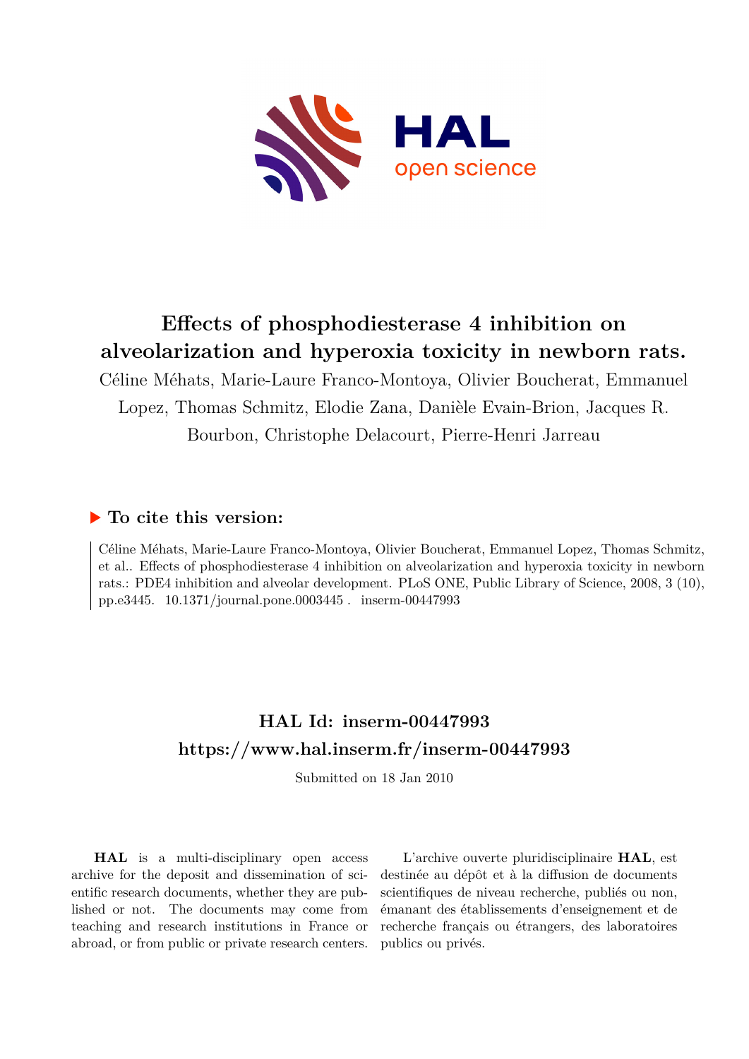# Effects of phosphodiesterase 4 inhibition on alveolarization and hyperoxia toxicity in newborn rats.

Céline Méhats, Marie-Laure Franco-Montoya, Olivier Boucherat, Emmanuel Lopez, Thomas Schmitz, Elodie Zana, Danièle Evain-Brion, Jacques R. Bourbon, Christophe Delacourt, Pierre-Henri Jarreau

## ▶ To cite this version:

Céline Méhats, Marie-Laure Franco-Montoya, Olivier Boucherat, Emmanuel Lopez, Thomas Schmitz, et al.. Effects of phosphodiesterase 4 inhibition on alveolarization and hyperoxia toxicity in newborn rats.: PDE4 inhibition and alveolar development. PLoS ONE, Public Library of Science, 2008, 3 (10), pp.e3445. 10.1371/journal.pone.0003445. inserm-00447993

## HAL Id: inserm-00447993

## https://www.hal.inserm.fr/inserm-00447993

Submitted on 18 Jan 2010

**HAL** is a multi-disciplinary open access archive for the deposit and dissemination of scientific research documents, whether they are published or not. The documents may come from teaching and research institutions in France or abroad, or from public or private research centers.

L'archive ouverte pluridisciplinaire **HAL**, est destinée au dépôt et à la diffusion de documents scientifiques de niveau recherche, publiés ou non, émanant des établissements d'enseignement et de recherche français ou étrangers, des laboratoires publics ou privés.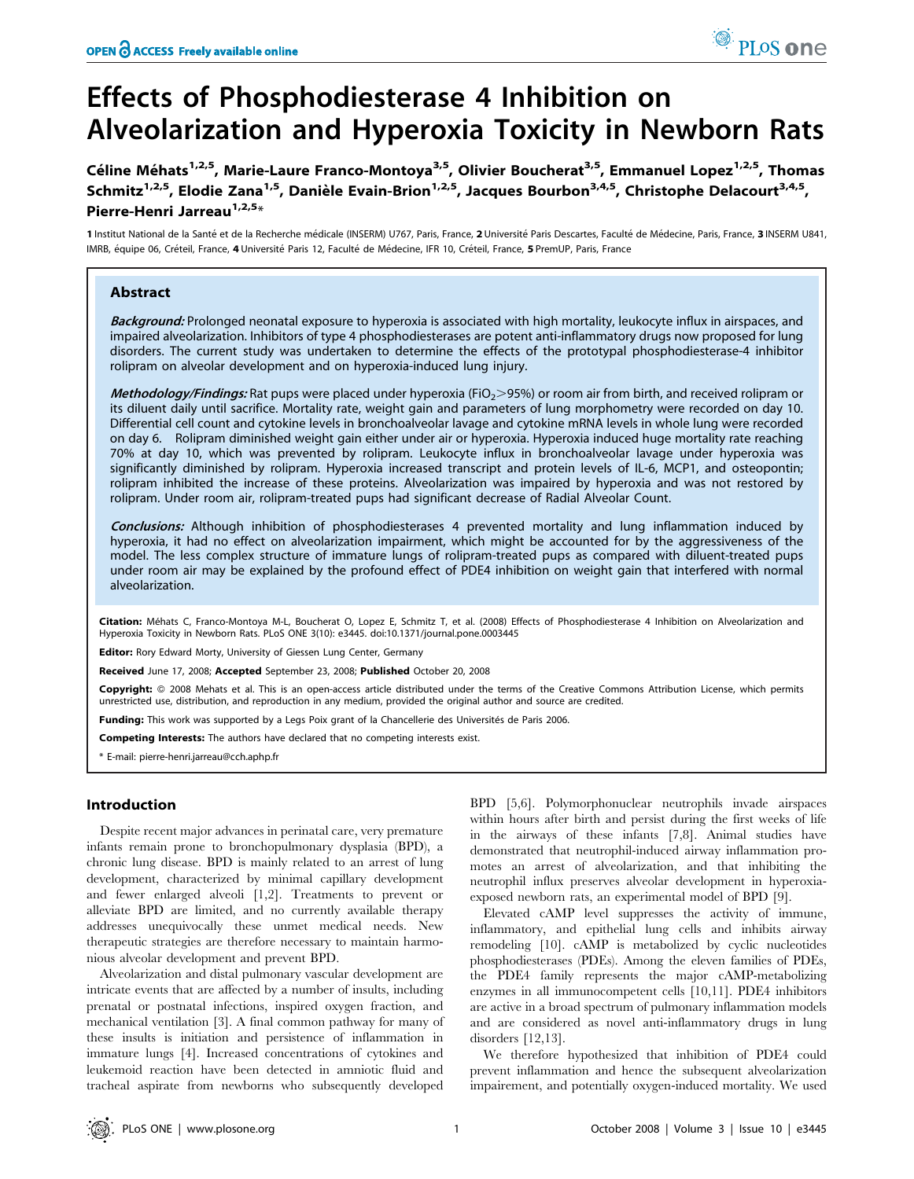# Effects of Phosphodiesterase 4 Inhibition on Alveolarization and Hyperoxia Toxicity in Newborn Rats

Céline Méhats[1,2,5], Marie-Laure Franco-Montoya[3,5], Olivier Boucherat[3,5], Emmanuel Lopez[1,2,5], Thomas Schmitz[1,2,5], Elodie Zana[1,5], Danièle Evain-Brion[1,2,5], Jacques Bourbon[3,4,5], Christophe Delacourt[3,4,5], Pierre-Henri Jarreau[1,2,5]*

1 Institut National de la Santé et de la Recherche médicale (INSERM) U767, Paris, France, 2 Université Paris Descartes, Faculté de Médecine, Paris, France, 3 INSERM U841, IMRB, équipe 06, Créteil, France, 4 Université Paris 12, Faculté de Médecine, IFR 10, Créteil, France, 5 PremUP, Paris, France

## Abstract

***Background:*** Prolonged neonatal exposure to hyperoxia is associated with high mortality, leukocyte influx in airspaces, and impaired alveolarization. Inhibitors of type 4 phosphodiesterases are potent anti-inflammatory drugs now proposed for lung disorders. The current study was undertaken to determine the effects of the prototypal phosphodiesterase-4 inhibitor rolipram on alveolar development and on hyperoxia-induced lung injury.

***Methodology/Findings:*** Rat pups were placed under hyperoxia ($FiO_2 > 95\%$) or room air from birth, and received rolipram or its diluent daily until sacrifice. Mortality rate, weight gain and parameters of lung morphometry were recorded on day 10. Differential cell count and cytokine levels in bronchoalveolar lavage and cytokine mRNA levels in whole lung were recorded on day 6. Rolipram diminished weight gain either under air or hyperoxia. Hyperoxia induced huge mortality rate reaching 70% at day 10, which was prevented by rolipram. Leukocyte influx in bronchoalveolar lavage under hyperoxia was significantly diminished by rolipram. Hyperoxia increased transcript and protein levels of IL-6, MCP1, and osteopontin; rolipram inhibited the increase of these proteins. Alveolarization was impaired by hyperoxia and was not restored by rolipram. Under room air, rolipram-treated pups had significant decrease of Radial Alveolar Count.

***Conclusions:*** Although inhibition of phosphodiesterases 4 prevented mortality and lung inflammation induced by hyperoxia, it had no effect on alveolarization impairment, which might be accounted for by the aggressiveness of the model. The less complex structure of immature lungs of rolipram-treated pups as compared with diluent-treated pups under room air may be explained by the profound effect of PDE4 inhibition on weight gain that interfered with normal alveolarization.

**Citation:** Méhats C, Franco-Montoya M-L, Boucherat O, Lopez E, Schmitz T, et al. (2008) Effects of Phosphodiesterase 4 Inhibition on Alveolarization and Hyperoxia Toxicity in Newborn Rats. PLoS ONE 3(10): e3445. doi:10.1371/journal.pone.0003445

**Editor:** Rory Edward Morty, University of Giessen Lung Center, Germany

**Received** June 17, 2008; **Accepted** September 23, 2008; **Published** October 20, 2008

**Copyright:** © 2008 Mehats et al. This is an open-access article distributed under the terms of the Creative Commons Attribution License, which permits unrestricted use, distribution, and reproduction in any medium, provided the original author and source are credited.

**Funding:** This work was supported by a Legs Poix grant of la Chancellerie des Universités de Paris 2006.

**Competing Interests:** The authors have declared that no competing interests exist.

\* E-mail: pierre-henri.jarreau@cch.aphp.fr

## Introduction

Despite recent major advances in perinatal care, very premature infants remain prone to bronchopulmonary dysplasia (BPD), a chronic lung disease. BPD is mainly related to an arrest of lung development, characterized by minimal capillary development and fewer enlarged alveoli [1,2]. Treatments to prevent or alleviate BPD are limited, and no currently available therapy addresses unequivocally these unmet medical needs. New therapeutic strategies are therefore necessary to maintain harmonious alveolar development and prevent BPD.

Alveolarization and distal pulmonary vascular development are intricate events that are affected by a number of insults, including prenatal or postnatal infections, inspired oxygen fraction, and mechanical ventilation [3]. A final common pathway for many of these insults is initiation and persistence of inflammation in immature lungs [4]. Increased concentrations of cytokines and leukemoid reaction have been detected in amniotic fluid and tracheal aspirate from newborns who subsequently developed BPD [5,6]. Polymorphonuclear neutrophils invade airspaces within hours after birth and persist during the first weeks of life in the airways of these infants [7,8]. Animal studies have demonstrated that neutrophil-induced airway inflammation promotes an arrest of alveolarization, and that inhibiting the neutrophil influx preserves alveolar development in hyperoxia-exposed newborn rats, an experimental model of BPD [9].

Elevated cAMP level suppresses the activity of immune, inflammatory, and epithelial lung cells and inhibits airway remodeling [10]. cAMP is metabolized by cyclic nucleotides phosphodiesterases (PDEs). Among the eleven families of PDEs, the PDE4 family represents the major cAMP-metabolizing enzymes in all immunocompetent cells [10,11]. PDE4 inhibitors are active in a broad spectrum of pulmonary inflammation models and are considered as novel anti-inflammatory drugs in lung disorders [12,13].

We therefore hypothesized that inhibition of PDE4 could prevent inflammation and hence the subsequent alveolarization impairement, and potentially oxygen-induced mortality. We used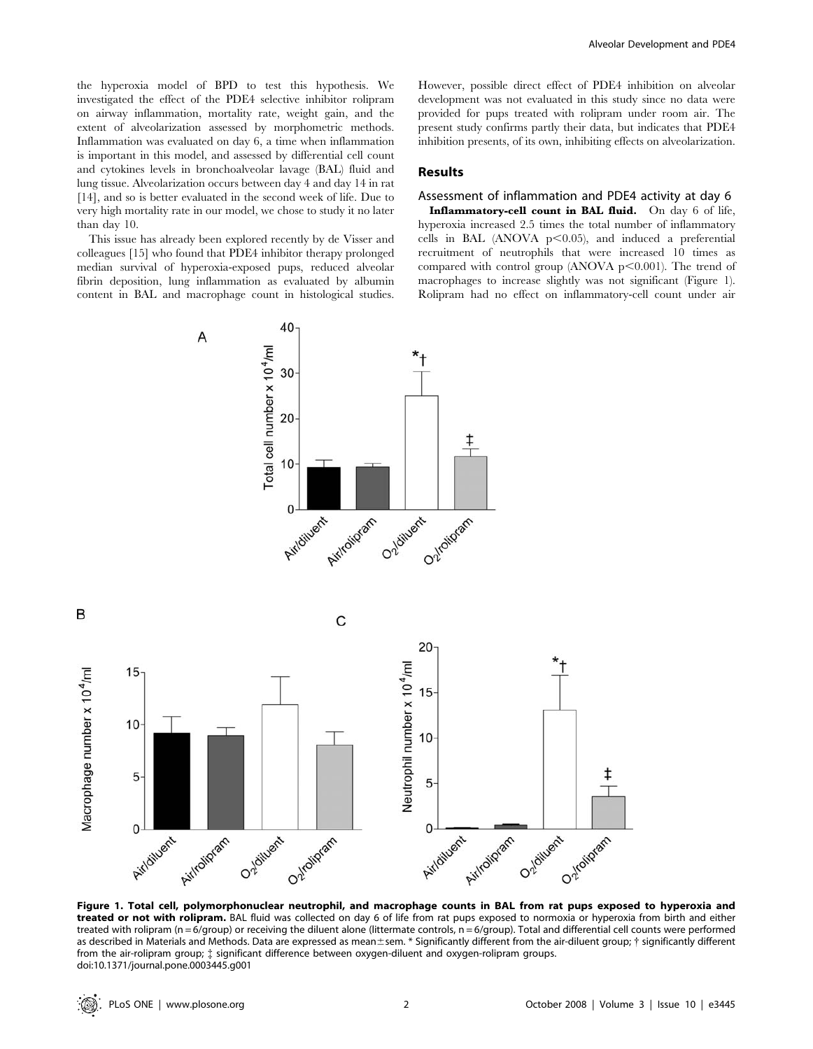the hyperoxia model of BPD to test this hypothesis. We investigated the effect of the PDE4 selective inhibitor rolipram on airway inflammation, mortality rate, weight gain, and the extent of alveolarization assessed by morphometric methods. Inflammation was evaluated on day 6, a time when inflammation is important in this model, and assessed by differential cell count and cytokines levels in bronchoalveolar lavage (BAL) fluid and lung tissue. Alveolarization occurs between day 4 and day 14 in rat [14], and so is better evaluated in the second week of life. Due to very high mortality rate in our model, we chose to study it no later than day 10.

This issue has already been explored recently by de Visser and colleagues [15] who found that PDE4 inhibitor therapy prolonged median survival of hyperoxia-exposed pups, reduced alveolar fibrin deposition, lung inflammation as evaluated by albumin content in BAL and macrophage count in histological studies. However, possible direct effect of PDE4 inhibition on alveolar development was not evaluated in this study since no data were provided for pups treated with rolipram under room air. The present study confirms partly their data, but indicates that PDE4 inhibition presents, of its own, inhibiting effects on alveolarization.

## Results

### Assessment of inflammation and PDE4 activity at day 6

**Inflammatory-cell count in BAL fluid.** On day 6 of life, hyperoxia increased 2.5 times the total number of inflammatory cells in BAL (ANOVA $p<0.05$), and induced a preferential recruitment of neutrophils that were increased 10 times as compared with control group (ANOVA $p<0.001$). The trend of macrophages to increase slightly was not significant (Figure 1). Rolipram had no effect on inflammatory-cell count under air

**Figure 1. Total cell, polymorphonuclear neutrophil, and macrophage counts in BAL from rat pups exposed to hyperoxia and treated or not with rolipram.** BAL fluid was collected on day 6 of life from rat pups exposed to normoxia or hyperoxia from birth and either treated with rolipram (n = 6/group) or receiving the diluent alone (littermate controls, n = 6/group). Total and differential cell counts were performed as described in Materials and Methods. Data are expressed as mean±sem. * Significantly different from the air-diluent group; † significantly different from the air-rolipram group; ‡ significant difference between oxygen-diluent and oxygen-rolipram groups.
doi:10.1371/journal.pone.0003445.g001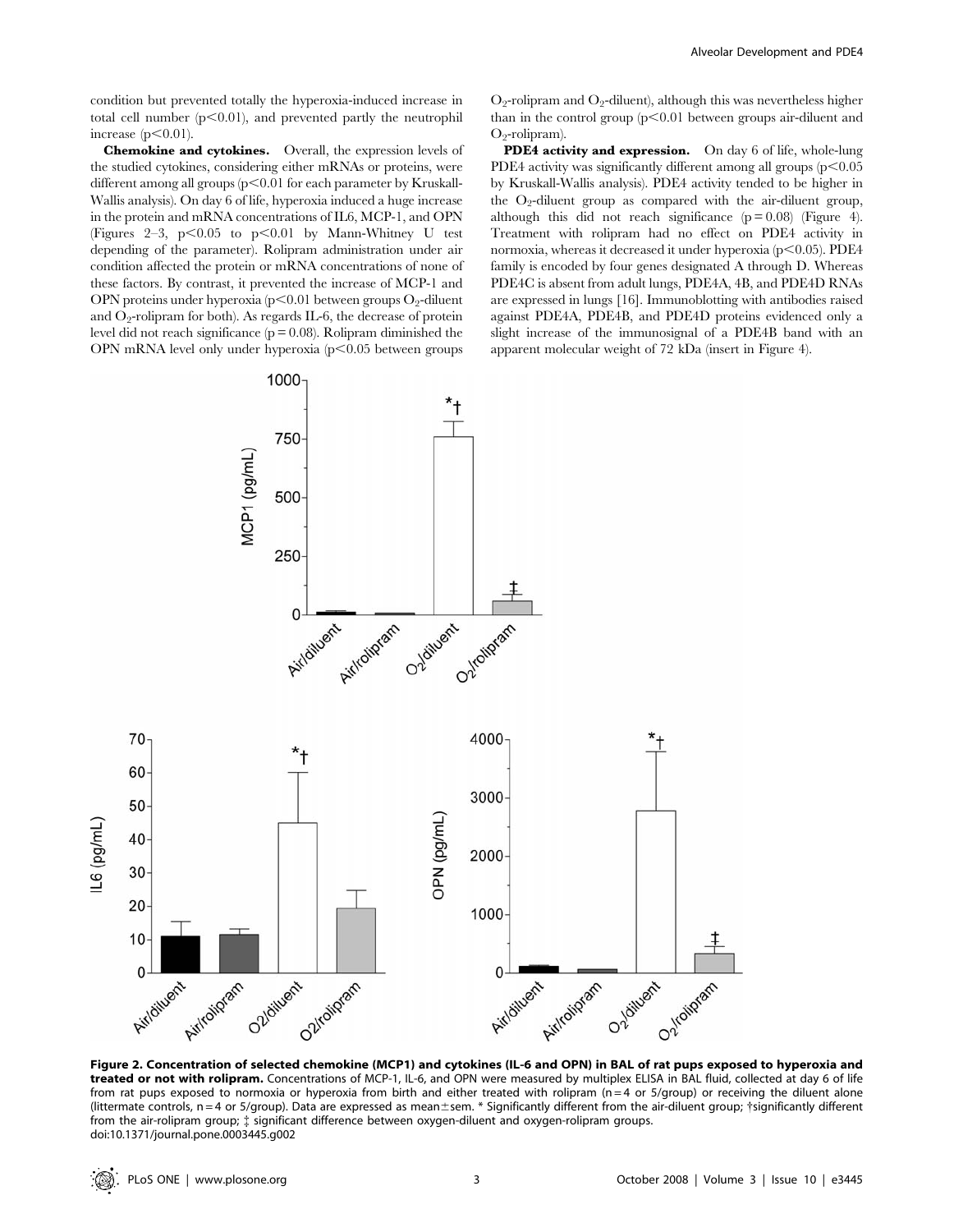condition but prevented totally the hyperoxia-induced increase in total cell number ($p<0.01$), and prevented partly the neutrophil increase ($p<0.01$).

**Chemokine and cytokines.** Overall, the expression levels of the studied cytokines, considering either mRNAs or proteins, were different among all groups ($p<0.01$ for each parameter by Kruskall-Wallis analysis). On day 6 of life, hyperoxia induced a huge increase in the protein and mRNA concentrations of IL6, MCP-1, and OPN (Figures 2–3, $p<0.05$ to $p<0.01$ by Mann-Whitney U test depending of the parameter). Rolipram administration under air condition affected the protein or mRNA concentrations of none of these factors. By contrast, it prevented the increase of MCP-1 and OPN proteins under hyperoxia ($p<0.01$ between groups $O_2$-diluent and $O_2$-rolipram for both). As regards IL-6, the decrease of protein level did not reach significance ($p = 0.08$). Rolipram diminished the OPN mRNA level only under hyperoxia ($p<0.05$ between groups $O_2$-rolipram and $O_2$-diluent), although this was nevertheless higher than in the control group ($p<0.01$ between groups air-diluent and $O_2$-rolipram).

**PDE4 activity and expression.** On day 6 of life, whole-lung PDE4 activity was significantly different among all groups ($p<0.05$ by Kruskall-Wallis analysis). PDE4 activity tended to be higher in the $O_2$-diluent group as compared with the air-diluent group, although this did not reach significance ($p = 0.08$) (Figure 4). Treatment with rolipram had no effect on PDE4 activity in normoxia, whereas it decreased it under hyperoxia ($p<0.05$). PDE4 family is encoded by four genes designated A through D. Whereas PDE4C is absent from adult lungs, PDE4A, 4B, and PDE4D RNAs are expressed in lungs [16]. Immunoblotting with antibodies raised against PDE4A, PDE4B, and PDE4D proteins evidenced only a slight increase of the immunosignal of a PDE4B band with an apparent molecular weight of 72 kDa (insert in Figure 4).

**Figure 2. Concentration of selected chemokine (MCP1) and cytokines (IL-6 and OPN) in BAL of rat pups exposed to hyperoxia and treated or not with rolipram.** Concentrations of MCP-1, IL-6, and OPN were measured by multiplex ELISA in BAL fluid, collected at day 6 of life from rat pups exposed to normoxia or hyperoxia from birth and either treated with rolipram (n = 4 or 5/group) or receiving the diluent alone (littermate controls, n = 4 or 5/group). Data are expressed as mean±sem. * Significantly different from the air-diluent group; †significantly different from the air-rolipram group; ‡ significant difference between oxygen-diluent and oxygen-rolipram groups.
doi:10.1371/journal.pone.0003445.g002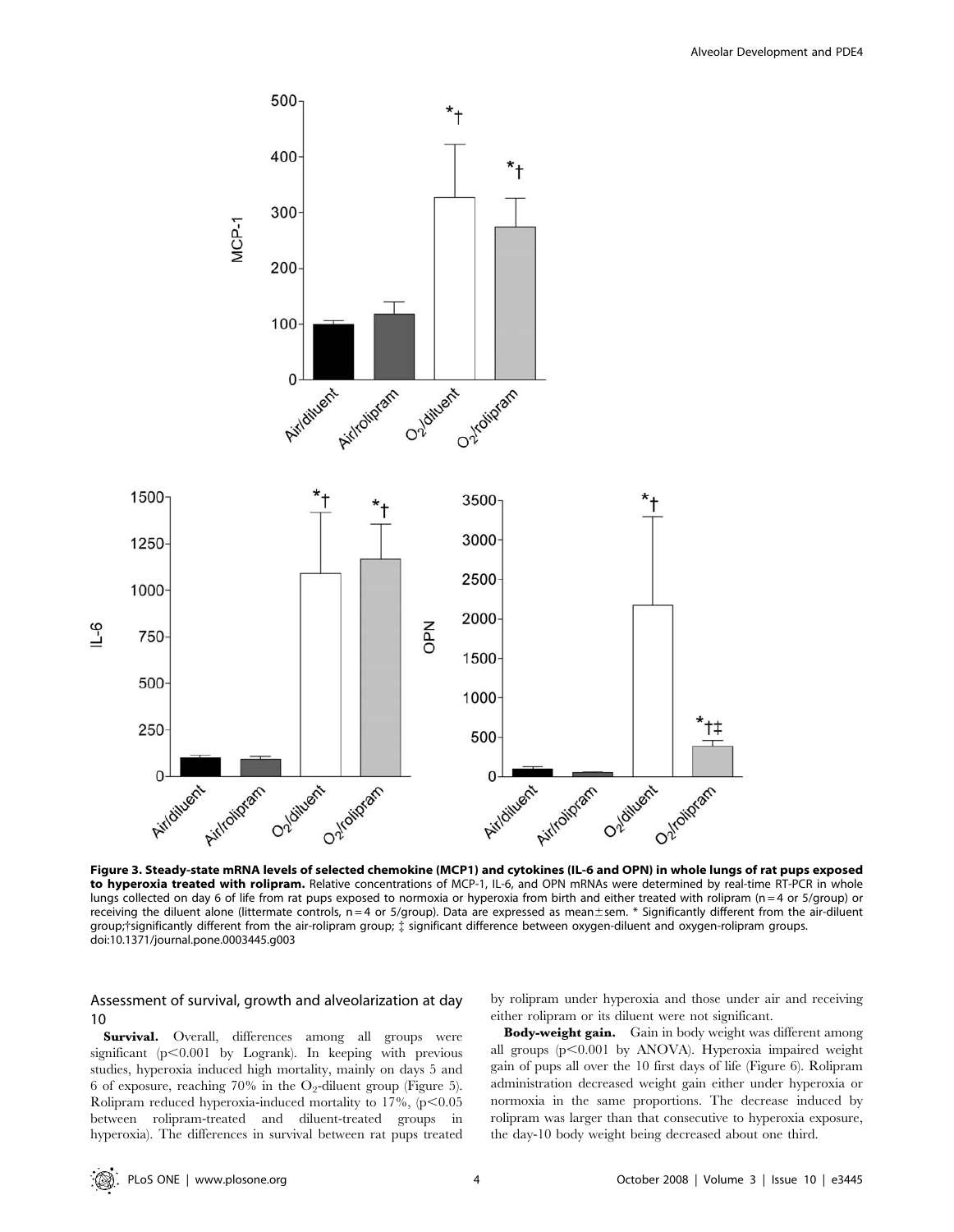**Figure 3. Steady-state mRNA levels of selected chemokine (MCP1) and cytokines (IL-6 and OPN) in whole lungs of rat pups exposed to hyperoxia treated with rolipram.** Relative concentrations of MCP-1, IL-6, and OPN mRNAs were determined by real-time RT-PCR in whole lungs collected on day 6 of life from rat pups exposed to normoxia or hyperoxia from birth and either treated with rolipram (n = 4 or 5/group) or receiving the diluent alone (littermate controls, n = 4 or 5/group). Data are expressed as mean±sem. * Significantly different from the air-diluent group;†significantly different from the air-rolipram group; ‡ significant difference between oxygen-diluent and oxygen-rolipram groups.
doi:10.1371/journal.pone.0003445.g003

### Assessment of survival, growth and alveolarization at day 10

**Survival.** Overall, differences among all groups were significant ($p<0.001$ by Logrank). In keeping with previous studies, hyperoxia induced high mortality, mainly on days 5 and 6 of exposure, reaching 70% in the $O_2$-diluent group (Figure 5). Rolipram reduced hyperoxia-induced mortality to 17%, ($p<0.05$ between rolipram-treated and diluent-treated groups in hyperoxia). The differences in survival between rat pups treated by rolipram under hyperoxia and those under air and receiving either rolipram or its diluent were not significant.

**Body-weight gain.** Gain in body weight was different among all groups ($p<0.001$ by ANOVA). Hyperoxia impaired weight gain of pups all over the 10 first days of life (Figure 6). Rolipram administration decreased weight gain either under hyperoxia or normoxia in the same proportions. The decrease induced by rolipram was larger than that consecutive to hyperoxia exposure, the day-10 body weight being decreased about one third.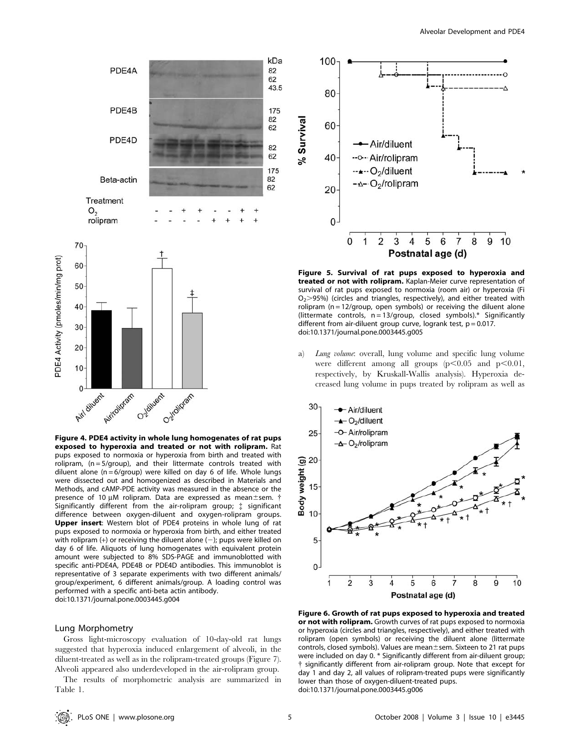**Figure 4. PDE4 activity in whole lung homogenates of rat pups exposed to hyperoxia and treated or not with rolipram.** Rat pups exposed to normoxia or hyperoxia from birth and treated with rolipram, (n = 5/group), and their littermate controls treated with diluent alone (n = 6/group) were killed on day 6 of life. Whole lungs were dissected out and homogenized as described in Materials and Methods, and cAMP-PDE activity was measured in the absence or the presence of 10 µM rolipram. Data are expressed as mean±sem. † Significantly different from the air-rolipram group; ‡ significant difference between oxygen-diluent and oxygen-rolipram groups. **Upper insert**: Western blot of PDE4 proteins in whole lung of rat pups exposed to normoxia or hyperoxia from birth, and either treated with rolipram (+) or receiving the diluent alone (−); pups were killed on day 6 of life. Aliquots of lung homogenates with equivalent protein amount were subjected to 8% SDS-PAGE and immunoblotted with specific anti-PDE4A, PDE4B or PDE4D antibodies. This immunoblot is representative of 3 separate experiments with two different animals/group/experiment, 6 different animals/group. A loading control was performed with a specific anti-beta actin antibody.
doi:10.1371/journal.pone.0003445.g004

## Lung Morphometry

Gross light-microscopy evaluation of 10-day-old rat lungs suggested that hyperoxia induced enlargement of alveoli, in the diluent-treated as well as in the rolipram-treated groups (Figure 7). Alveoli appeared also underdeveloped in the air-rolipram group.

The results of morphometric analysis are summarized in Table 1.

**Figure 5. Survival of rat pups exposed to hyperoxia and treated or not with rolipram.** Kaplan-Meier curve representation of survival of rat pups exposed to normoxia (room air) or hyperoxia (Fi $O_2$>95%) (circles and triangles, respectively), and either treated with rolipram (n = 12/group, open symbols) or receiving the diluent alone (littermate controls, n = 13/group, closed symbols).* Significantly different from air-diluent group curve, logrank test, p = 0.017.
doi:10.1371/journal.pone.0003445.g005

a) *Lung volume*: overall, lung volume and specific lung volume were different among all groups ($p<0.05$ and $p<0.01$, respectively, by Kruskall-Wallis analysis). Hyperoxia decreased lung volume in pups treated by rolipram as well as

**Figure 6. Growth of rat pups exposed to hyperoxia and treated or not with rolipram.** Growth curves of rat pups exposed to normoxia or hyperoxia (circles and triangles, respectively), and either treated with rolipram (open symbols) or receiving the diluent alone (littermate controls, closed symbols). Values are mean±sem. Sixteen to 21 rat pups were included on day 0. * Significantly different from air-diluent group; † significantly different from air-rolipram group. Note that except for day 1 and day 2, all values of rolipram-treated pups were significantly lower than those of oxygen-diluent-treated pups.
doi:10.1371/journal.pone.0003445.g006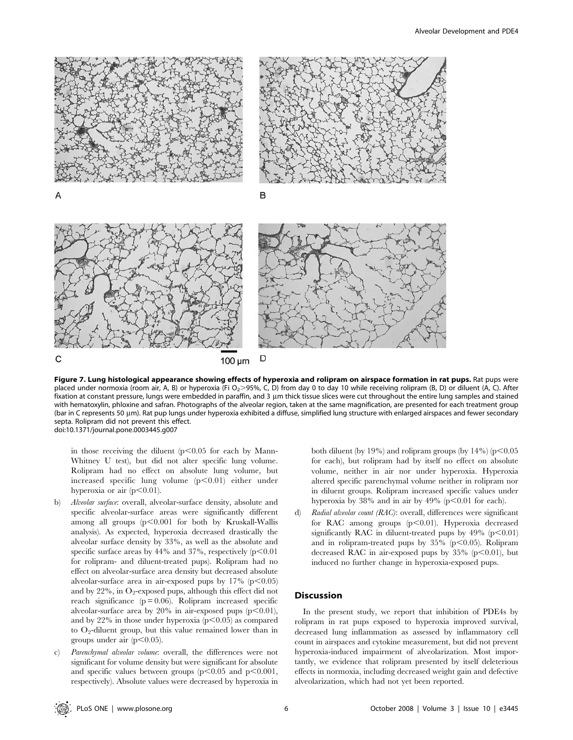A

B

C

100 µm

D

**Figure 7. Lung histological appearance showing effects of hyperoxia and rolipram on airspace formation in rat pups.** Rat pups were placed under normoxia (room air, A, B) or hyperoxia (Fi $O_2$>95%, C, D) from day 0 to day 10 while receiving rolipram (B, D) or diluent (A, C). After fixation at constant pressure, lungs were embedded in paraffin, and 3 µm thick tissue slices were cut throughout the entire lung samples and stained with hematoxylin, phloxine and safran. Photographs of the alveolar region, taken at the same magnification, are presented for each treatment group (bar in C represents 50 µm). Rat pup lungs under hyperoxia exhibited a diffuse, simplified lung structure with enlarged airspaces and fewer secondary septa. Rolipram did not prevent this effect.
doi:10.1371/journal.pone.0003445.g007

in those receiving the diluent ($p<0.05$ for each by Mann-Whitney U test), but did not alter specific lung volume. Rolipram had no effect on absolute lung volume, but increased specific lung volume ($p<0.01$) either under hyperoxia or air ($p<0.01$).

b) *Alveolar surface*: overall, alveolar-surface density, absolute and specific alveolar-surface areas were significantly different among all groups ($p<0.001$ for both by Kruskall-Wallis analysis). As expected, hyperoxia decreased drastically the alveolar surface density by 33%, as well as the absolute and specific surface areas by 44% and 37%, respectively ($p<0.01$ for rolipram- and diluent-treated pups). Rolipram had no effect on alveolar-surface area density but decreased absolute alveolar-surface area in air-exposed pups by 17% ($p<0.05$) and by 22%, in $O_2$-exposed pups, although this effect did not reach significance ($p = 0.06$). Rolipram increased specific alveolar-surface area by 20% in air-exposed pups ($p<0.01$), and by 22% in those under hyperoxia ($p<0.05$) as compared to $O_2$-diluent group, but this value remained lower than in groups under air ($p<0.05$).

c) *Parenchymal alveolar volume*: overall, the differences were not significant for volume density but were significant for absolute and specific values between groups ($p<0.05$ and $p<0.001$, respectively). Absolute values were decreased by hyperoxia in both diluent (by 19%) and rolipram groups (by 14%) ($p<0.05$ for each), but rolipram had by itself no effect on absolute volume, neither in air nor under hyperoxia. Hyperoxia altered specific parenchymal volume neither in rolipram nor in diluent groups. Rolipram increased specific values under hyperoxia by 38% and in air by 49% ($p<0.01$ for each).

d) *Radial alveolar count (RAC)*: overall, differences were significant for RAC among groups ($p<0.01$). Hyperoxia decreased significantly RAC in diluent-treated pups by 49% ($p<0.01$) and in rolipram-treated pups by 35% ($p<0.05$). Rolipram decreased RAC in air-exposed pups by 35% ($p<0.01$), but induced no further change in hyperoxia-exposed pups.

## Discussion

In the present study, we report that inhibition of PDE4s by rolipram in rat pups exposed to hyperoxia improved survival, decreased lung inflammation as assessed by inflammatory cell count in airspaces and cytokine measurement, but did not prevent hyperoxia-induced impairment of alveolarization. Most importantly, we evidence that rolipram presented by itself deleterious effects in normoxia, including decreased weight gain and defective alveolarization, which had not yet been reported.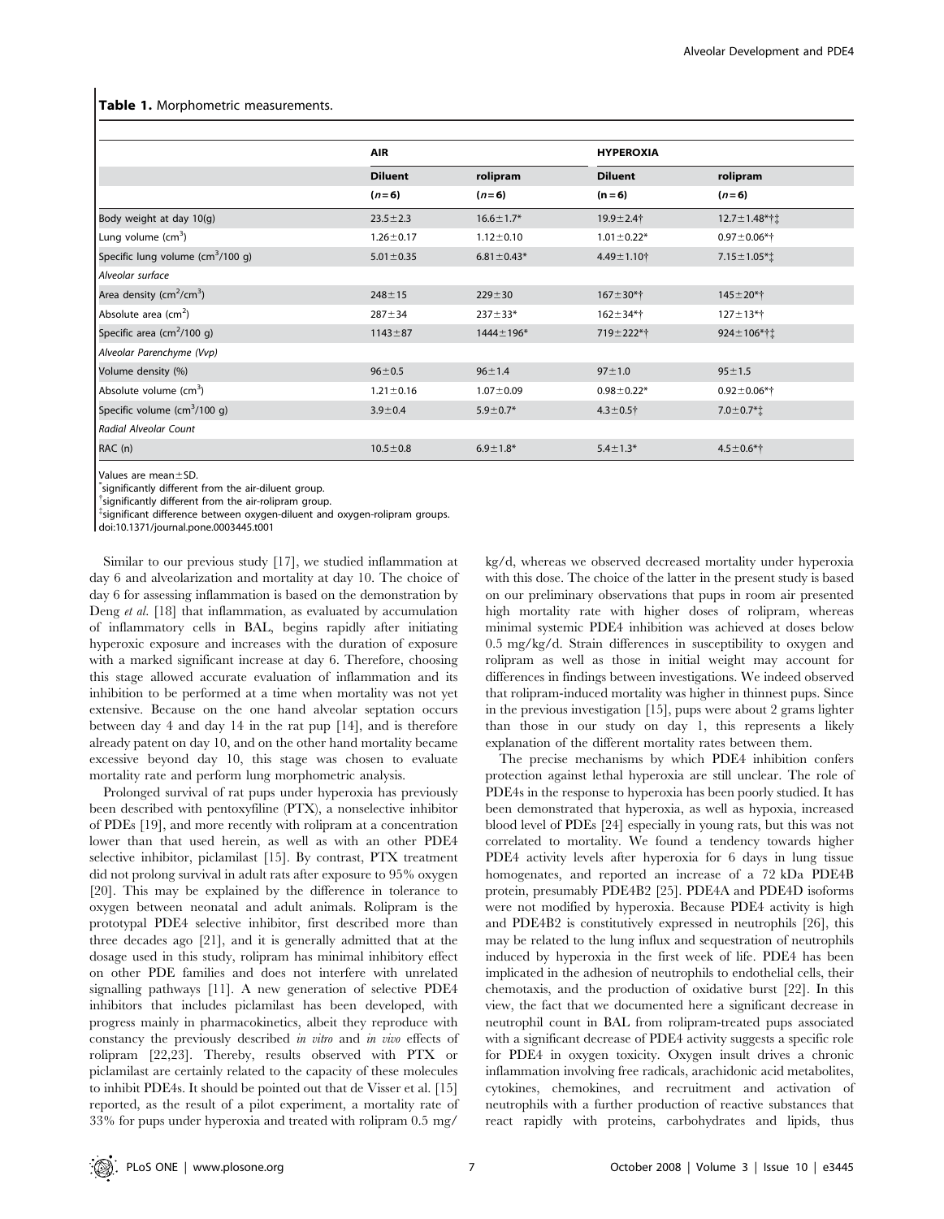**Table 1.** Morphometric measurements.

| | AIR | | HYPEROXIA | |
|---|---|---|---|---|
| | Diluent | rolipram | Diluent | rolipram |
| | (*n* = 6) | (*n* = 6) | (n = 6) | (*n* = 6) |
| Body weight at day 10(g) | 23.5±2.3 | 16.6±1.7* | 19.9±2.4† | 12.7±1.48*†‡ |
| Lung volume ($cm^3$) | 1.26±0.17 | 1.12±0.10 | 1.01±0.22* | 0.97±0.06*† |
| Specific lung volume ($cm^3$/100 g) | 5.01±0.35 | 6.81±0.43* | 4.49±1.10† | 7.15±1.05*‡ |
| *Alveolar surface* | | | | |
| Area density ($cm^2/cm^3$) | 248±15 | 229±30 | 167±30*† | 145±20*† |
| Absolute area ($cm^2$) | 287±34 | 237±33* | 162±34*† | 127±13*† |
| Specific area ($cm^2$/100 g) | 1143±87 | 1444±196* | 719±222*† | 924±106*†‡ |
| *Alveolar Parenchyme (Vvp)* | | | | |
| Volume density (%) | 96±0.5 | 96±1.4 | 97±1.0 | 95±1.5 |
| Absolute volume ($cm^3$) | 1.21±0.16 | 1.07±0.09 | 0.98±0.22* | 0.92±0.06*† |
| Specific volume ($cm^3$/100 g) | 3.9±0.4 | 5.9±0.7* | 4.3±0.5† | 7.0±0.7*‡ |
| *Radial Alveolar Count* | | | | |
| RAC (n) | 10.5±0.8 | 6.9±1.8* | 5.4±1.3* | 4.5±0.6*† |

Values are mean±SD.
*significantly different from the air-diluent group.
†significantly different from the air-rolipram group.
‡significant difference between oxygen-diluent and oxygen-rolipram groups.
doi:10.1371/journal.pone.0003445.t001

Similar to our previous study [17], we studied inflammation at day 6 and alveolarization and mortality at day 10. The choice of day 6 for assessing inflammation is based on the demonstration by Deng *et al.* [18] that inflammation, as evaluated by accumulation of inflammatory cells in BAL, begins rapidly after initiating hyperoxic exposure and increases with the duration of exposure with a marked significant increase at day 6. Therefore, choosing this stage allowed accurate evaluation of inflammation and its inhibition to be performed at a time when mortality was not yet extensive. Because on the one hand alveolar septation occurs between day 4 and day 14 in the rat pup [14], and is therefore already patent on day 10, and on the other hand mortality became excessive beyond day 10, this stage was chosen to evaluate mortality rate and perform lung morphometric analysis.

Prolonged survival of rat pups under hyperoxia has previously been described with pentoxyfiline (PTX), a nonselective inhibitor of PDEs [19], and more recently with rolipram at a concentration lower than that used herein, as well as with an other PDE4 selective inhibitor, piclamilast [15]. By contrast, PTX treatment did not prolong survival in adult rats after exposure to 95% oxygen [20]. This may be explained by the difference in tolerance to oxygen between neonatal and adult animals. Rolipram is the prototypal PDE4 selective inhibitor, first described more than three decades ago [21], and it is generally admitted that at the dosage used in this study, rolipram has minimal inhibitory effect on other PDE families and does not interfere with unrelated signalling pathways [11]. A new generation of selective PDE4 inhibitors that includes piclamilast has been developed, with progress mainly in pharmacokinetics, albeit they reproduce with constancy the previously described *in vitro* and *in vivo* effects of rolipram [22,23]. Thereby, results observed with PTX or piclamilast are certainly related to the capacity of these molecules to inhibit PDE4s. It should be pointed out that de Visser et al. [15] reported, as the result of a pilot experiment, a mortality rate of 33% for pups under hyperoxia and treated with rolipram 0.5 mg/kg/d, whereas we observed decreased mortality under hyperoxia with this dose. The choice of the latter in the present study is based on our preliminary observations that pups in room air presented high mortality rate with higher doses of rolipram, whereas minimal systemic PDE4 inhibition was achieved at doses below 0.5 mg/kg/d. Strain differences in susceptibility to oxygen and rolipram as well as those in initial weight may account for differences in findings between investigations. We indeed observed that rolipram-induced mortality was higher in thinnest pups. Since in the previous investigation [15], pups were about 2 grams lighter than those in our study on day 1, this represents a likely explanation of the different mortality rates between them.

The precise mechanisms by which PDE4 inhibition confers protection against lethal hyperoxia are still unclear. The role of PDE4s in the response to hyperoxia has been poorly studied. It has been demonstrated that hyperoxia, as well as hypoxia, increased blood level of PDEs [24] especially in young rats, but this was not correlated to mortality. We found a tendency towards higher PDE4 activity levels after hyperoxia for 6 days in lung tissue homogenates, and reported an increase of a 72 kDa PDE4B protein, presumably PDE4B2 [25]. PDE4A and PDE4D isoforms were not modified by hyperoxia. Because PDE4 activity is high and PDE4B2 is constitutively expressed in neutrophils [26], this may be related to the lung influx and sequestration of neutrophils induced by hyperoxia in the first week of life. PDE4 has been implicated in the adhesion of neutrophils to endothelial cells, their chemotaxis, and the production of oxidative burst [22]. In this view, the fact that we documented here a significant decrease in neutrophil count in BAL from rolipram-treated pups associated with a significant decrease of PDE4 activity suggests a specific role for PDE4 in oxygen toxicity. Oxygen insult drives a chronic inflammation involving free radicals, arachidonic acid metabolites, cytokines, chemokines, and recruitment and activation of neutrophils with a further production of reactive substances that react rapidly with proteins, carbohydrates and lipids, thus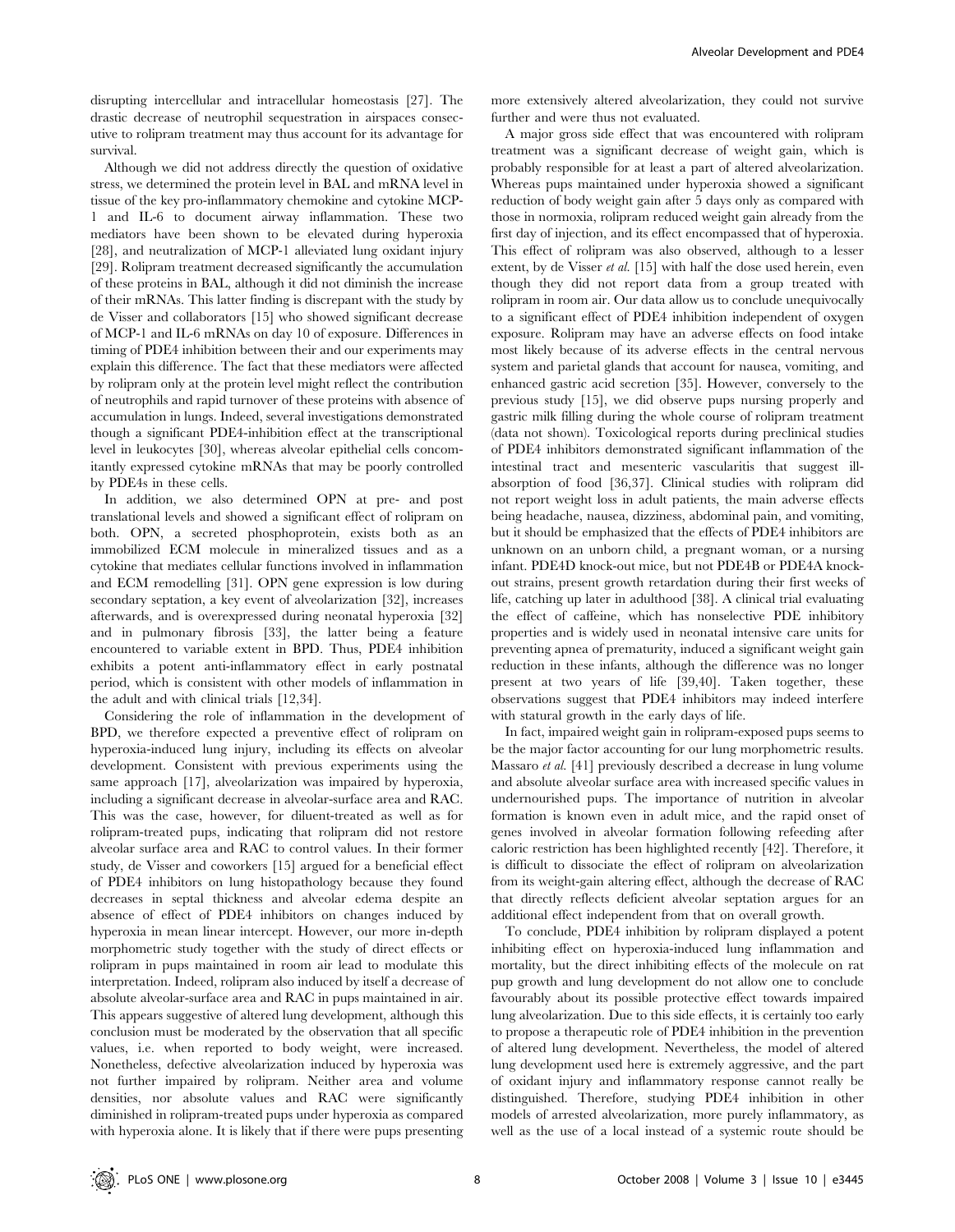disrupting intercellular and intracellular homeostasis [27]. The drastic decrease of neutrophil sequestration in airspaces consecutive to rolipram treatment may thus account for its advantage for survival.

Although we did not address directly the question of oxidative stress, we determined the protein level in BAL and mRNA level in tissue of the key pro-inflammatory chemokine and cytokine MCP-1 and IL-6 to document airway inflammation. These two mediators have been shown to be elevated during hyperoxia [28], and neutralization of MCP-1 alleviated lung oxidant injury [29]. Rolipram treatment decreased significantly the accumulation of these proteins in BAL, although it did not diminish the increase of their mRNAs. This latter finding is discrepant with the study by de Visser and collaborators [15] who showed significant decrease of MCP-1 and IL-6 mRNAs on day 10 of exposure. Differences in timing of PDE4 inhibition between their and our experiments may explain this difference. The fact that these mediators were affected by rolipram only at the protein level might reflect the contribution of neutrophils and rapid turnover of these proteins with absence of accumulation in lungs. Indeed, several investigations demonstrated though a significant PDE4-inhibition effect at the transcriptional level in leukocytes [30], whereas alveolar epithelial cells concomitantly expressed cytokine mRNAs that may be poorly controlled by PDE4s in these cells.

In addition, we also determined OPN at pre- and post translational levels and showed a significant effect of rolipram on both. OPN, a secreted phosphoprotein, exists both as an immobilized ECM molecule in mineralized tissues and as a cytokine that mediates cellular functions involved in inflammation and ECM remodelling [31]. OPN gene expression is low during secondary septation, a key event of alveolarization [32], increases afterwards, and is overexpressed during neonatal hyperoxia [32] and in pulmonary fibrosis [33], the latter being a feature encountered to variable extent in BPD. Thus, PDE4 inhibition exhibits a potent anti-inflammatory effect in early postnatal period, which is consistent with other models of inflammation in the adult and with clinical trials [12,34].

Considering the role of inflammation in the development of BPD, we therefore expected a preventive effect of rolipram on hyperoxia-induced lung injury, including its effects on alveolar development. Consistent with previous experiments using the same approach [17], alveolarization was impaired by hyperoxia, including a significant decrease in alveolar-surface area and RAC. This was the case, however, for diluent-treated as well as for rolipram-treated pups, indicating that rolipram did not restore alveolar surface area and RAC to control values. In their former study, de Visser and coworkers [15] argued for a beneficial effect of PDE4 inhibitors on lung histopathology because they found decreases in septal thickness and alveolar edema despite an absence of effect of PDE4 inhibitors on changes induced by hyperoxia in mean linear intercept. However, our more in-depth morphometric study together with the study of direct effects or rolipram in pups maintained in room air lead to modulate this interpretation. Indeed, rolipram also induced by itself a decrease of absolute alveolar-surface area and RAC in pups maintained in air. This appears suggestive of altered lung development, although this conclusion must be moderated by the observation that all specific values, i.e. when reported to body weight, were increased. Nonetheless, defective alveolarization induced by hyperoxia was not further impaired by rolipram. Neither area and volume densities, nor absolute values and RAC were significantly diminished in rolipram-treated pups under hyperoxia as compared with hyperoxia alone. It is likely that if there were pups presenting more extensively altered alveolarization, they could not survive further and were thus not evaluated.

A major gross side effect that was encountered with rolipram treatment was a significant decrease of weight gain, which is probably responsible for at least a part of altered alveolarization. Whereas pups maintained under hyperoxia showed a significant reduction of body weight gain after 5 days only as compared with those in normoxia, rolipram reduced weight gain already from the first day of injection, and its effect encompassed that of hyperoxia. This effect of rolipram was also observed, although to a lesser extent, by de Visser *et al.* [15] with half the dose used herein, even though they did not report data from a group treated with rolipram in room air. Our data allow us to conclude unequivocally to a significant effect of PDE4 inhibition independent of oxygen exposure. Rolipram may have an adverse effects on food intake most likely because of its adverse effects in the central nervous system and parietal glands that account for nausea, vomiting, and enhanced gastric acid secretion [35]. However, conversely to the previous study [15], we did observe pups nursing properly and gastric milk filling during the whole course of rolipram treatment (data not shown). Toxicological reports during preclinical studies of PDE4 inhibitors demonstrated significant inflammation of the intestinal tract and mesenteric vascularitis that suggest ill-absorption of food [36,37]. Clinical studies with rolipram did not report weight loss in adult patients, the main adverse effects being headache, nausea, dizziness, abdominal pain, and vomiting, but it should be emphasized that the effects of PDE4 inhibitors are unknown on an unborn child, a pregnant woman, or a nursing infant. PDE4D knock-out mice, but not PDE4B or PDE4A knock-out strains, present growth retardation during their first weeks of life, catching up later in adulthood [38]. A clinical trial evaluating the effect of caffeine, which has nonselective PDE inhibitory properties and is widely used in neonatal intensive care units for preventing apnea of prematurity, induced a significant weight gain reduction in these infants, although the difference was no longer present at two years of life [39,40]. Taken together, these observations suggest that PDE4 inhibitors may indeed interfere with statural growth in the early days of life.

In fact, impaired weight gain in rolipram-exposed pups seems to be the major factor accounting for our lung morphometric results. Massaro *et al.* [41] previously described a decrease in lung volume and absolute alveolar surface area with increased specific values in undernourished pups. The importance of nutrition in alveolar formation is known even in adult mice, and the rapid onset of genes involved in alveolar formation following refeeding after caloric restriction has been highlighted recently [42]. Therefore, it is difficult to dissociate the effect of rolipram on alveolarization from its weight-gain altering effect, although the decrease of RAC that directly reflects deficient alveolar septation argues for an additional effect independent from that on overall growth.

To conclude, PDE4 inhibition by rolipram displayed a potent inhibiting effect on hyperoxia-induced lung inflammation and mortality, but the direct inhibiting effects of the molecule on rat pup growth and lung development do not allow one to conclude favourably about its possible protective effect towards impaired lung alveolarization. Due to this side effects, it is certainly too early to propose a therapeutic role of PDE4 inhibition in the prevention of altered lung development. Nevertheless, the model of altered lung development used here is extremely aggressive, and the part of oxidant injury and inflammatory response cannot really be distinguished. Therefore, studying PDE4 inhibition in other models of arrested alveolarization, more purely inflammatory, as well as the use of a local instead of a systemic route should be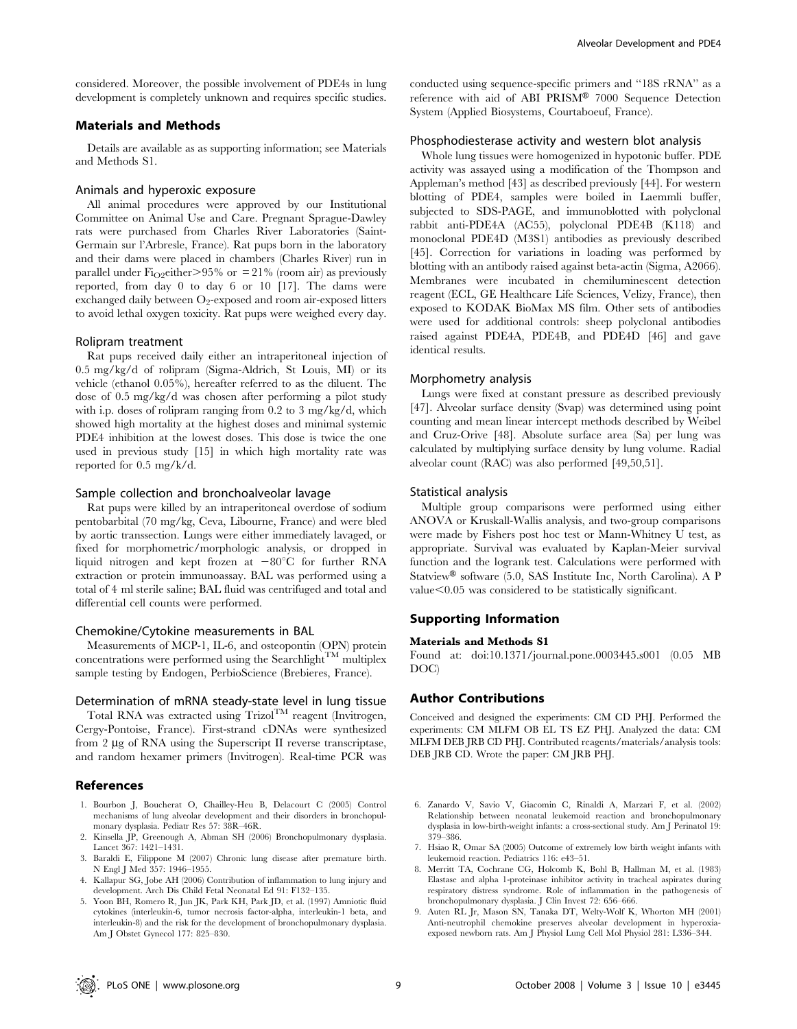considered. Moreover, the possible involvement of PDE4s in lung development is completely unknown and requires specific studies.

## Materials and Methods

Details are available as as supporting information; see Materials and Methods S1.

### Animals and hyperoxic exposure

All animal procedures were approved by our Institutional Committee on Animal Use and Care. Pregnant Sprague-Dawley rats were purchased from Charles River Laboratories (Saint-Germain sur l'Arbresle, France). Rat pups born in the laboratory and their dams were placed in chambers (Charles River) run in parallel under $Fi_{O2}$either$>95\%$ or $=21\%$ (room air) as previously reported, from day 0 to day 6 or 10 [17]. The dams were exchanged daily between $O_2$-exposed and room air-exposed litters to avoid lethal oxygen toxicity. Rat pups were weighed every day.

### Rolipram treatment

Rat pups received daily either an intraperitoneal injection of 0.5 mg/kg/d of rolipram (Sigma-Aldrich, St Louis, MI) or its vehicle (ethanol 0.05%), hereafter referred to as the diluent. The dose of 0.5 mg/kg/d was chosen after performing a pilot study with i.p. doses of rolipram ranging from 0.2 to 3 mg/kg/d, which showed high mortality at the highest doses and minimal systemic PDE4 inhibition at the lowest doses. This dose is twice the one used in previous study [15] in which high mortality rate was reported for 0.5 mg/k/d.

### Sample collection and bronchoalveolar lavage

Rat pups were killed by an intraperitoneal overdose of sodium pentobarbital (70 mg/kg, Ceva, Libourne, France) and were bled by aortic transsection. Lungs were either immediately lavaged, or fixed for morphometric/morphologic analysis, or dropped in liquid nitrogen and kept frozen at $-80^{\circ}$C for further RNA extraction or protein immunoassay. BAL was performed using a total of 4 ml sterile saline; BAL fluid was centrifuged and total and differential cell counts were performed.

### Chemokine/Cytokine measurements in BAL

Measurements of MCP-1, IL-6, and osteopontin (OPN) protein concentrations were performed using the Searchlight$^{TM}$ multiplex sample testing by Endogen, PerbioScience (Brebieres, France).

### Determination of mRNA steady-state level in lung tissue

Total RNA was extracted using Trizol$^{TM}$ reagent (Invitrogen, Cergy-Pontoise, France). First-strand cDNAs were synthesized from 2 µg of RNA using the Superscript II reverse transcriptase, and random hexamer primers (Invitrogen). Real-time PCR was conducted using sequence-specific primers and "18S rRNA" as a reference with aid of ABI PRISM® 7000 Sequence Detection System (Applied Biosystems, Courtaboeuf, France).

### Phosphodiesterase activity and western blot analysis

Whole lung tissues were homogenized in hypotonic buffer. PDE activity was assayed using a modification of the Thompson and Appleman's method [43] as described previously [44]. For western blotting of PDE4, samples were boiled in Laemmli buffer, subjected to SDS-PAGE, and immunoblotted with polyclonal rabbit anti-PDE4A (AC55), polyclonal PDE4B (K118) and monoclonal PDE4D (M3S1) antibodies as previously described [45]. Correction for variations in loading was performed by blotting with an antibody raised against beta-actin (Sigma, A2066). Membranes were incubated in chemiluminescent detection reagent (ECL, GE Healthcare Life Sciences, Velizy, France), then exposed to KODAK BioMax MS film. Other sets of antibodies were used for additional controls: sheep polyclonal antibodies raised against PDE4A, PDE4B, and PDE4D [46] and gave identical results.

### Morphometry analysis

Lungs were fixed at constant pressure as described previously [47]. Alveolar surface density (Svap) was determined using point counting and mean linear intercept methods described by Weibel and Cruz-Orive [48]. Absolute surface area (Sa) per lung was calculated by multiplying surface density by lung volume. Radial alveolar count (RAC) was also performed [49,50,51].

### Statistical analysis

Multiple group comparisons were performed using either ANOVA or Kruskall-Wallis analysis, and two-group comparisons were made by Fishers post hoc test or Mann-Whitney U test, as appropriate. Survival was evaluated by Kaplan-Meier survival function and the logrank test. Calculations were performed with Statview® software (5.0, SAS Institute Inc, North Carolina). A P value$<0.05$ was considered to be statistically significant.

## Supporting Information

**Materials and Methods S1**

Found at: doi:10.1371/journal.pone.0003445.s001 (0.05 MB DOC)

## Author Contributions

Conceived and designed the experiments: CM CD PHJ. Performed the experiments: CM MLFM OB EL TS EZ PHJ. Analyzed the data: CM MLFM DEB JRB CD PHJ. Contributed reagents/materials/analysis tools: DEB JRB CD. Wrote the paper: CM JRB PHJ.

## References

1. Bourbon J, Boucherat O, Chailley-Heu B, Delacourt C (2005) Control mechanisms of lung alveolar development and their disorders in bronchopulmonary dysplasia. Pediatr Res 57: 38R–46R.
2. Kinsella JP, Greenough A, Abman SH (2006) Bronchopulmonary dysplasia. Lancet 367: 1421–1431.
3. Baraldi E, Filippone M (2007) Chronic lung disease after premature birth. N Engl J Med 357: 1946–1955.
4. Kallapur SG, Jobe AH (2006) Contribution of inflammation to lung injury and development. Arch Dis Child Fetal Neonatal Ed 91: F132–135.
5. Yoon BH, Romero R, Jun JK, Park KH, Park JD, et al. (1997) Amniotic fluid cytokines (interleukin-6, tumor necrosis factor-alpha, interleukin-1 beta, and interleukin-8) and the risk for the development of bronchopulmonary dysplasia. Am J Obstet Gynecol 177: 825–830.
6. Zanardo V, Savio V, Giacomin C, Rinaldi A, Marzari F, et al. (2002) Relationship between neonatal leukemoid reaction and bronchopulmonary dysplasia in low-birth-weight infants: a cross-sectional study. Am J Perinatol 19: 379–386.
7. Hsiao R, Omar SA (2005) Outcome of extremely low birth weight infants with leukemoid reaction. Pediatrics 116: e43–51.
8. Merritt TA, Cochrane CG, Holcomb K, Bohl B, Hallman M, et al. (1983) Elastase and alpha 1-proteinase inhibitor activity in tracheal aspirates during respiratory distress syndrome. Role of inflammation in the pathogenesis of bronchopulmonary dysplasia. J Clin Invest 72: 656–666.
9. Auten RL Jr, Mason SN, Tanaka DT, Welty-Wolf K, Whorton MH (2001) Anti-neutrophil chemokine preserves alveolar development in hyperoxia-exposed newborn rats. Am J Physiol Lung Cell Mol Physiol 281: L336–344.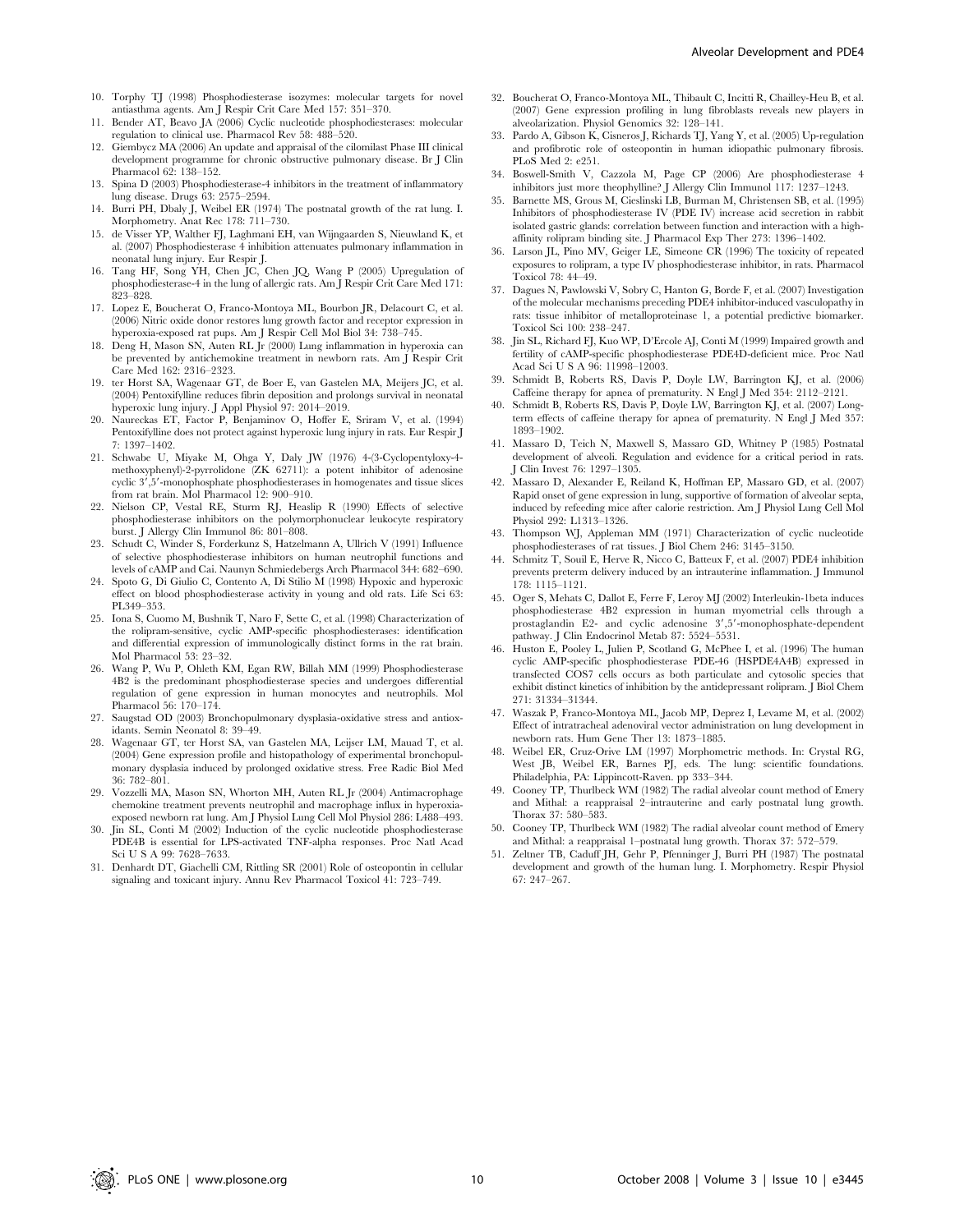10. Torphy TJ (1998) Phosphodiesterase isozymes: molecular targets for novel antiasthma agents. Am J Respir Crit Care Med 157: 351–370.
11. Bender AT, Beavo JA (2006) Cyclic nucleotide phosphodiesterases: molecular regulation to clinical use. Pharmacol Rev 58: 488–520.
12. Giembycz MA (2006) An update and appraisal of the cilomilast Phase III clinical development programme for chronic obstructive pulmonary disease. Br J Clin Pharmacol 62: 138–152.
13. Spina D (2003) Phosphodiesterase-4 inhibitors in the treatment of inflammatory lung disease. Drugs 63: 2575–2594.
14. Burri PH, Dbaly J, Weibel ER (1974) The postnatal growth of the rat lung. I. Morphometry. Anat Rec 178: 711–730.
15. de Visser YP, Walther FJ, Laghmani EH, van Wijngaarden S, Nieuwland K, et al. (2007) Phosphodiesterase 4 inhibition attenuates pulmonary inflammation in neonatal lung injury. Eur Respir J.
16. Tang HF, Song YH, Chen JC, Chen JQ, Wang P (2005) Upregulation of phosphodiesterase-4 in the lung of allergic rats. Am J Respir Crit Care Med 171: 823–828.
17. Lopez E, Boucherat O, Franco-Montoya ML, Bourbon JR, Delacourt C, et al. (2006) Nitric oxide donor restores lung growth factor and receptor expression in hyperoxia-exposed rat pups. Am J Respir Cell Mol Biol 34: 738–745.
18. Deng H, Mason SN, Auten RL Jr (2000) Lung inflammation in hyperoxia can be prevented by antichemokine treatment in newborn rats. Am J Respir Crit Care Med 162: 2316–2323.
19. ter Horst SA, Wagenaar GT, de Boer E, van Gastelen MA, Meijers JC, et al. (2004) Pentoxifylline reduces fibrin deposition and prolongs survival in neonatal hyperoxic lung injury. J Appl Physiol 97: 2014–2019.
20. Naureckas ET, Factor P, Benjaminov O, Hoffer E, Sriram V, et al. (1994) Pentoxifylline does not protect against hyperoxic lung injury in rats. Eur Respir J 7: 1397–1402.
21. Schwabe U, Miyake M, Ohga Y, Daly JW (1976) 4-(3-Cyclopentyloxy-4-methoxyphenyl)-2-pyrrolidone (ZK 62711): a potent inhibitor of adenosine cyclic 3′,5′-monophosphate phosphodiesterases in homogenates and tissue slices from rat brain. Mol Pharmacol 12: 900–910.
22. Nielson CP, Vestal RE, Sturm RJ, Heaslip R (1990) Effects of selective phosphodiesterase inhibitors on the polymorphonuclear leukocyte respiratory burst. J Allergy Clin Immunol 86: 801–808.
23. Schudt C, Winder S, Forderkunz S, Hatzelmann A, Ullrich V (1991) Influence of selective phosphodiesterase inhibitors on human neutrophil functions and levels of cAMP and Cai. Naunyn Schmiedebergs Arch Pharmacol 344: 682–690.
24. Spoto G, Di Giulio C, Contento A, Di Stilio M (1998) Hypoxic and hyperoxic effect on blood phosphodiesterase activity in young and old rats. Life Sci 63: PL349–353.
25. Iona S, Cuomo M, Bushnik T, Naro F, Sette C, et al. (1998) Characterization of the rolipram-sensitive, cyclic AMP-specific phosphodiesterases: identification and differential expression of immunologically distinct forms in the rat brain. Mol Pharmacol 53: 23–32.
26. Wang P, Wu P, Ohleth KM, Egan RW, Billah MM (1999) Phosphodiesterase 4B2 is the predominant phosphodiesterase species and undergoes differential regulation of gene expression in human monocytes and neutrophils. Mol Pharmacol 56: 170–174.
27. Saugstad OD (2003) Bronchopulmonary dysplasia-oxidative stress and antioxidants. Semin Neonatol 8: 39–49.
28. Wagenaar GT, ter Horst SA, van Gastelen MA, Leijser LM, Mauad T, et al. (2004) Gene expression profile and histopathology of experimental bronchopulmonary dysplasia induced by prolonged oxidative stress. Free Radic Biol Med 36: 782–801.
29. Vozzelli MA, Mason SN, Whorton MH, Auten RL Jr (2004) Antimacrophage chemokine treatment prevents neutrophil and macrophage influx in hyperoxia-exposed newborn rat lung. Am J Physiol Lung Cell Mol Physiol 286: L488–493.
30. Jin SL, Conti M (2002) Induction of the cyclic nucleotide phosphodiesterase PDE4B is essential for LPS-activated TNF-alpha responses. Proc Natl Acad Sci U S A 99: 7628–7633.
31. Denhardt DT, Giachelli CM, Rittling SR (2001) Role of osteopontin in cellular signaling and toxicant injury. Annu Rev Pharmacol Toxicol 41: 723–749.
32. Boucherat O, Franco-Montoya ML, Thibault C, Incitti R, Chailley-Heu B, et al. (2007) Gene expression profiling in lung fibroblasts reveals new players in alveolarization. Physiol Genomics 32: 128–141.
33. Pardo A, Gibson K, Cisneros J, Richards TJ, Yang Y, et al. (2005) Up-regulation and profibrotic role of osteopontin in human idiopathic pulmonary fibrosis. PLoS Med 2: e251.
34. Boswell-Smith V, Cazzola M, Page CP (2006) Are phosphodiesterase 4 inhibitors just more theophylline? J Allergy Clin Immunol 117: 1237–1243.
35. Barnette MS, Grous M, Cieslinski LB, Burman M, Christensen SB, et al. (1995) Inhibitors of phosphodiesterase IV (PDE IV) increase acid secretion in rabbit isolated gastric glands: correlation between function and interaction with a high-affinity rolipram binding site. J Pharmacol Exp Ther 273: 1396–1402.
36. Larson JL, Pino MV, Geiger LE, Simeone CR (1996) The toxicity of repeated exposures to rolipram, a type IV phosphodiesterase inhibitor, in rats. Pharmacol Toxicol 78: 44–49.
37. Dagues N, Pawlowski V, Sobry C, Hanton G, Borde F, et al. (2007) Investigation of the molecular mechanisms preceding PDE4 inhibitor-induced vasculopathy in rats: tissue inhibitor of metalloproteinase 1, a potential predictive biomarker. Toxicol Sci 100: 238–247.
38. Jin SL, Richard FJ, Kuo WP, D'Ercole AJ, Conti M (1999) Impaired growth and fertility of cAMP-specific phosphodiesterase PDE4D-deficient mice. Proc Natl Acad Sci U S A 96: 11998–12003.
39. Schmidt B, Roberts RS, Davis P, Doyle LW, Barrington KJ, et al. (2006) Caffeine therapy for apnea of prematurity. N Engl J Med 354: 2112–2121.
40. Schmidt B, Roberts RS, Davis P, Doyle LW, Barrington KJ, et al. (2007) Long-term effects of caffeine therapy for apnea of prematurity. N Engl J Med 357: 1893–1902.
41. Massaro D, Teich N, Maxwell S, Massaro GD, Whitney P (1985) Postnatal development of alveoli. Regulation and evidence for a critical period in rats. J Clin Invest 76: 1297–1305.
42. Massaro D, Alexander E, Reiland K, Hoffman EP, Massaro GD, et al. (2007) Rapid onset of gene expression in lung, supportive of formation of alveolar septa, induced by refeeding mice after calorie restriction. Am J Physiol Lung Cell Mol Physiol 292: L1313–1326.
43. Thompson WJ, Appleman MM (1971) Characterization of cyclic nucleotide phosphodiesterases of rat tissues. J Biol Chem 246: 3145–3150.
44. Schmitz T, Souil E, Herve R, Nicco C, Batteux F, et al. (2007) PDE4 inhibition prevents preterm delivery induced by an intrauterine inflammation. J Immunol 178: 1115–1121.
45. Oger S, Mehats C, Dallot E, Ferre F, Leroy MJ (2002) Interleukin-1beta induces phosphodiesterase 4B2 expression in human myometrial cells through a prostaglandin E2- and cyclic adenosine 3′,5′-monophosphate-dependent pathway. J Clin Endocrinol Metab 87: 5524–5531.
46. Huston E, Pooley L, Julien P, Scotland G, McPhee I, et al. (1996) The human cyclic AMP-specific phosphodiesterase PDE-46 (HSPDE4A4B) expressed in transfected COS7 cells occurs as both particulate and cytosolic species that exhibit distinct kinetics of inhibition by the antidepressant rolipram. J Biol Chem 271: 31334–31344.
47. Waszak P, Franco-Montoya ML, Jacob MP, Deprez I, Levame M, et al. (2002) Effect of intratracheal adenoviral vector administration on lung development in newborn rats. Hum Gene Ther 13: 1873–1885.
48. Weibel ER, Cruz-Orive LM (1997) Morphometric methods. In: Crystal RG, West JB, Weibel ER, Barnes PJ, eds. The lung: scientific foundations. Philadelphia, PA: Lippincott-Raven. pp 333–344.
49. Cooney TP, Thurlbeck WM (1982) The radial alveolar count method of Emery and Mithal: a reappraisal 2–intrauterine and early postnatal lung growth. Thorax 37: 580–583.
50. Cooney TP, Thurlbeck WM (1982) The radial alveolar count method of Emery and Mithal: a reappraisal 1–postnatal lung growth. Thorax 37: 572–579.
51. Zeltner TB, Caduff JH, Gehr P, Pfenninger J, Burri PH (1987) The postnatal development and growth of the human lung. I. Morphometry. Respir Physiol 67: 247–267.